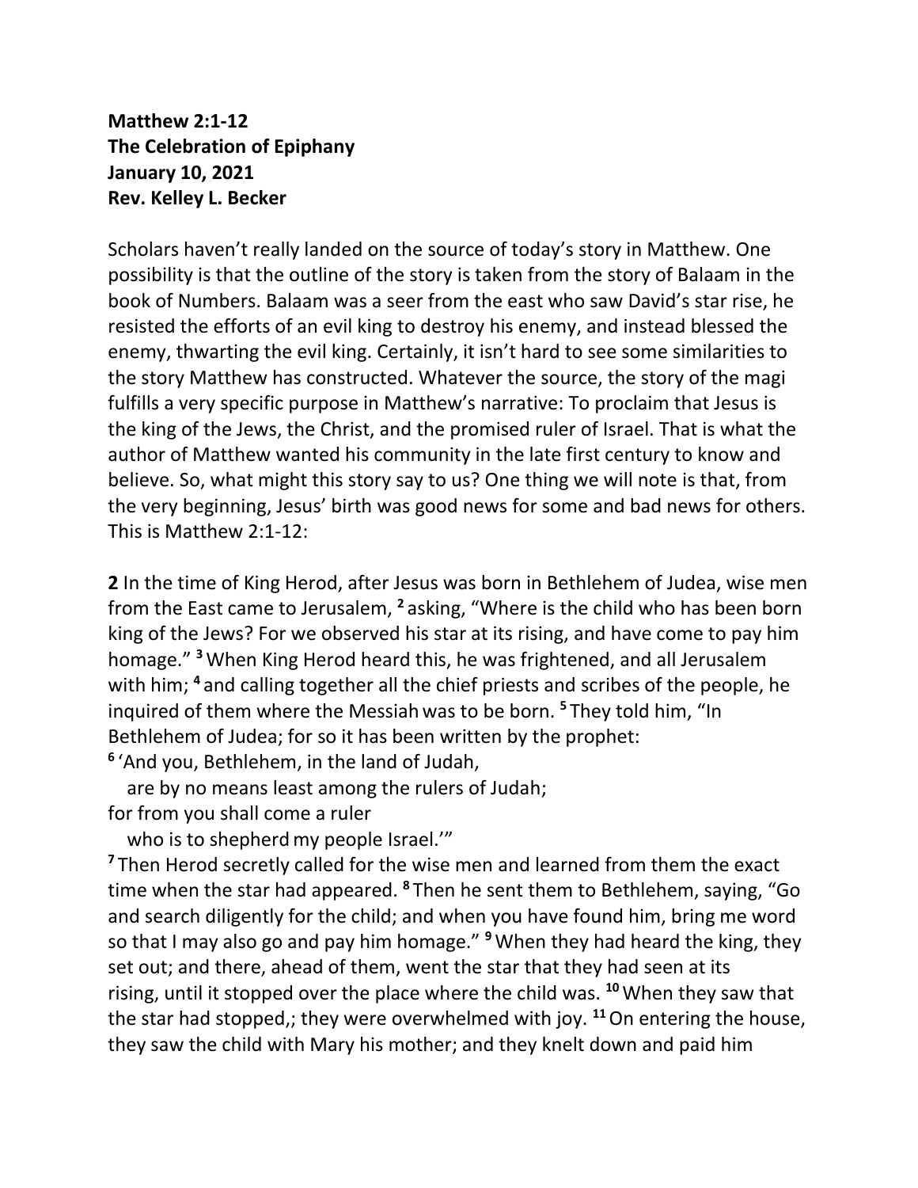**Matthew 2:1-12**
**The Celebration of Epiphany**
**January 10, 2021**
**Rev. Kelley L. Becker**

Scholars haven't really landed on the source of today's story in Matthew. One possibility is that the outline of the story is taken from the story of Balaam in the book of Numbers. Balaam was a seer from the east who saw David's star rise, he resisted the efforts of an evil king to destroy his enemy, and instead blessed the enemy, thwarting the evil king. Certainly, it isn't hard to see some similarities to the story Matthew has constructed. Whatever the source, the story of the magi fulfills a very specific purpose in Matthew's narrative: To proclaim that Jesus is the king of the Jews, the Christ, and the promised ruler of Israel. That is what the author of Matthew wanted his community in the late first century to know and believe. So, what might this story say to us? One thing we will note is that, from the very beginning, Jesus' birth was good news for some and bad news for others. This is Matthew 2:1-12:

**2** In the time of King Herod, after Jesus was born in Bethlehem of Judea, wise men from the East came to Jerusalem, [2] asking, "Where is the child who has been born king of the Jews? For we observed his star at its rising, and have come to pay him homage." [3] When King Herod heard this, he was frightened, and all Jerusalem with him; [4] and calling together all the chief priests and scribes of the people, he inquired of them where the Messiah was to be born. [5] They told him, "In Bethlehem of Judea; for so it has been written by the prophet:
[6] 'And you, Bethlehem, in the land of Judah,
   are by no means least among the rulers of Judah;
for from you shall come a ruler
   who is to shepherd my people Israel.'"
[7] Then Herod secretly called for the wise men and learned from them the exact time when the star had appeared. [8] Then he sent them to Bethlehem, saying, "Go and search diligently for the child; and when you have found him, bring me word so that I may also go and pay him homage." [9] When they had heard the king, they set out; and there, ahead of them, went the star that they had seen at its rising, until it stopped over the place where the child was. [10] When they saw that the star had stopped,; they were overwhelmed with joy. [11] On entering the house, they saw the child with Mary his mother; and they knelt down and paid him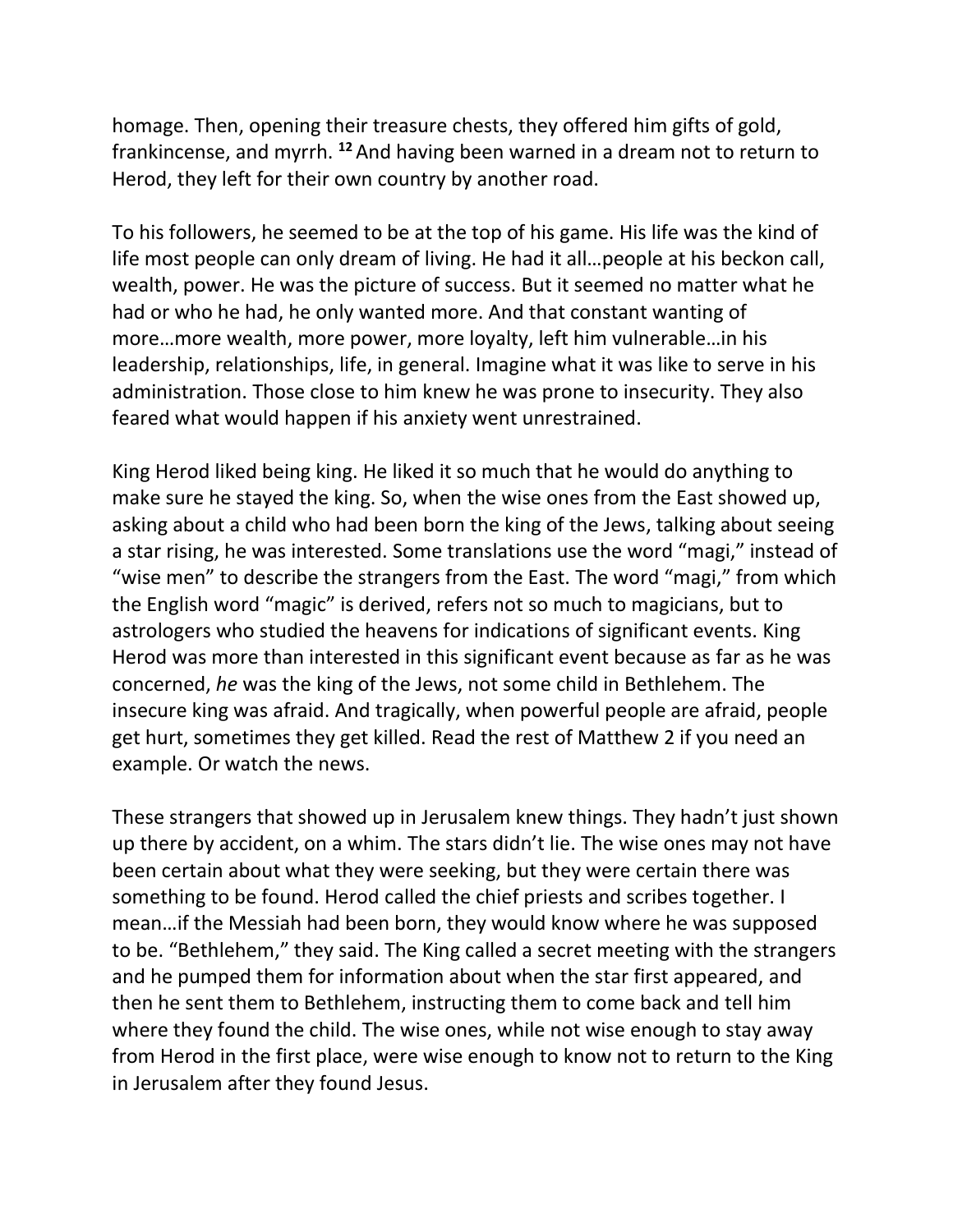homage. Then, opening their treasure chests, they offered him gifts of gold, frankincense, and myrrh. **12** And having been warned in a dream not to return to Herod, they left for their own country by another road.

To his followers, he seemed to be at the top of his game. His life was the kind of life most people can only dream of living. He had it all…people at his beckon call, wealth, power. He was the picture of success. But it seemed no matter what he had or who he had, he only wanted more. And that constant wanting of more…more wealth, more power, more loyalty, left him vulnerable…in his leadership, relationships, life, in general. Imagine what it was like to serve in his administration. Those close to him knew he was prone to insecurity. They also feared what would happen if his anxiety went unrestrained.

King Herod liked being king. He liked it so much that he would do anything to make sure he stayed the king. So, when the wise ones from the East showed up, asking about a child who had been born the king of the Jews, talking about seeing a star rising, he was interested. Some translations use the word "magi," instead of "wise men" to describe the strangers from the East. The word "magi," from which the English word "magic" is derived, refers not so much to magicians, but to astrologers who studied the heavens for indications of significant events. King Herod was more than interested in this significant event because as far as he was concerned, *he* was the king of the Jews, not some child in Bethlehem. The insecure king was afraid. And tragically, when powerful people are afraid, people get hurt, sometimes they get killed. Read the rest of Matthew 2 if you need an example. Or watch the news.

These strangers that showed up in Jerusalem knew things. They hadn't just shown up there by accident, on a whim. The stars didn't lie. The wise ones may not have been certain about what they were seeking, but they were certain there was something to be found. Herod called the chief priests and scribes together. I mean…if the Messiah had been born, they would know where he was supposed to be. "Bethlehem," they said. The King called a secret meeting with the strangers and he pumped them for information about when the star first appeared, and then he sent them to Bethlehem, instructing them to come back and tell him where they found the child. The wise ones, while not wise enough to stay away from Herod in the first place, were wise enough to know not to return to the King in Jerusalem after they found Jesus.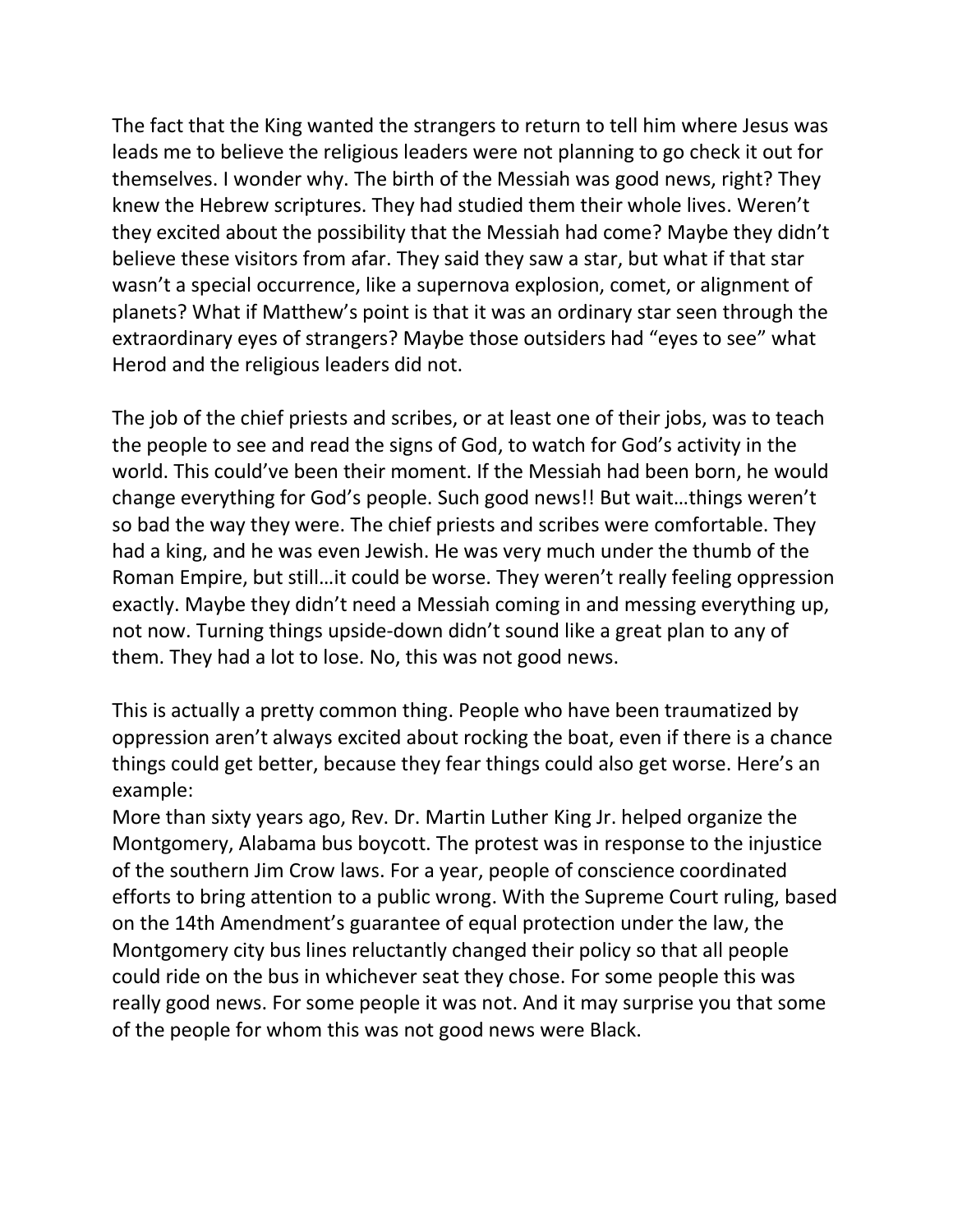The fact that the King wanted the strangers to return to tell him where Jesus was leads me to believe the religious leaders were not planning to go check it out for themselves. I wonder why. The birth of the Messiah was good news, right? They knew the Hebrew scriptures. They had studied them their whole lives. Weren't they excited about the possibility that the Messiah had come? Maybe they didn't believe these visitors from afar. They said they saw a star, but what if that star wasn't a special occurrence, like a supernova explosion, comet, or alignment of planets? What if Matthew's point is that it was an ordinary star seen through the extraordinary eyes of strangers? Maybe those outsiders had "eyes to see" what Herod and the religious leaders did not.

The job of the chief priests and scribes, or at least one of their jobs, was to teach the people to see and read the signs of God, to watch for God's activity in the world. This could've been their moment. If the Messiah had been born, he would change everything for God's people. Such good news!! But wait…things weren't so bad the way they were. The chief priests and scribes were comfortable. They had a king, and he was even Jewish. He was very much under the thumb of the Roman Empire, but still…it could be worse. They weren't really feeling oppression exactly. Maybe they didn't need a Messiah coming in and messing everything up, not now. Turning things upside-down didn't sound like a great plan to any of them. They had a lot to lose. No, this was not good news.

This is actually a pretty common thing. People who have been traumatized by oppression aren't always excited about rocking the boat, even if there is a chance things could get better, because they fear things could also get worse. Here's an example:
More than sixty years ago, Rev. Dr. Martin Luther King Jr. helped organize the Montgomery, Alabama bus boycott. The protest was in response to the injustice of the southern Jim Crow laws. For a year, people of conscience coordinated efforts to bring attention to a public wrong. With the Supreme Court ruling, based on the 14th Amendment's guarantee of equal protection under the law, the Montgomery city bus lines reluctantly changed their policy so that all people could ride on the bus in whichever seat they chose. For some people this was really good news. For some people it was not. And it may surprise you that some of the people for whom this was not good news were Black.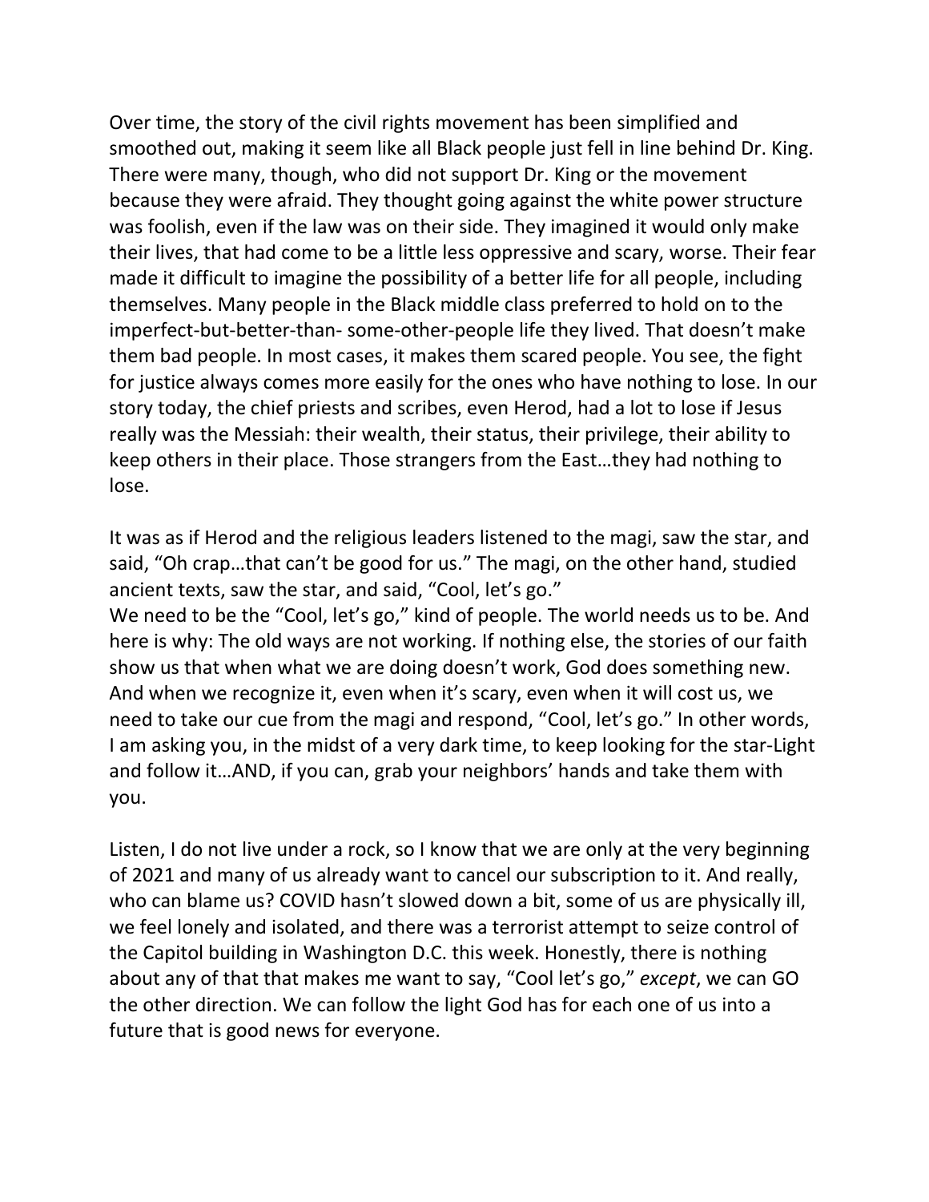Over time, the story of the civil rights movement has been simplified and smoothed out, making it seem like all Black people just fell in line behind Dr. King. There were many, though, who did not support Dr. King or the movement because they were afraid. They thought going against the white power structure was foolish, even if the law was on their side. They imagined it would only make their lives, that had come to be a little less oppressive and scary, worse. Their fear made it difficult to imagine the possibility of a better life for all people, including themselves. Many people in the Black middle class preferred to hold on to the imperfect-but-better-than- some-other-people life they lived. That doesn't make them bad people. In most cases, it makes them scared people. You see, the fight for justice always comes more easily for the ones who have nothing to lose. In our story today, the chief priests and scribes, even Herod, had a lot to lose if Jesus really was the Messiah: their wealth, their status, their privilege, their ability to keep others in their place. Those strangers from the East…they had nothing to lose.

It was as if Herod and the religious leaders listened to the magi, saw the star, and said, "Oh crap…that can't be good for us." The magi, on the other hand, studied ancient texts, saw the star, and said, "Cool, let's go."
We need to be the "Cool, let's go," kind of people. The world needs us to be. And here is why: The old ways are not working. If nothing else, the stories of our faith show us that when what we are doing doesn't work, God does something new. And when we recognize it, even when it's scary, even when it will cost us, we need to take our cue from the magi and respond, "Cool, let's go." In other words, I am asking you, in the midst of a very dark time, to keep looking for the star-Light and follow it…AND, if you can, grab your neighbors' hands and take them with you.

Listen, I do not live under a rock, so I know that we are only at the very beginning of 2021 and many of us already want to cancel our subscription to it. And really, who can blame us? COVID hasn't slowed down a bit, some of us are physically ill, we feel lonely and isolated, and there was a terrorist attempt to seize control of the Capitol building in Washington D.C. this week. Honestly, there is nothing about any of that that makes me want to say, "Cool let's go," *except*, we can GO the other direction. We can follow the light God has for each one of us into a future that is good news for everyone.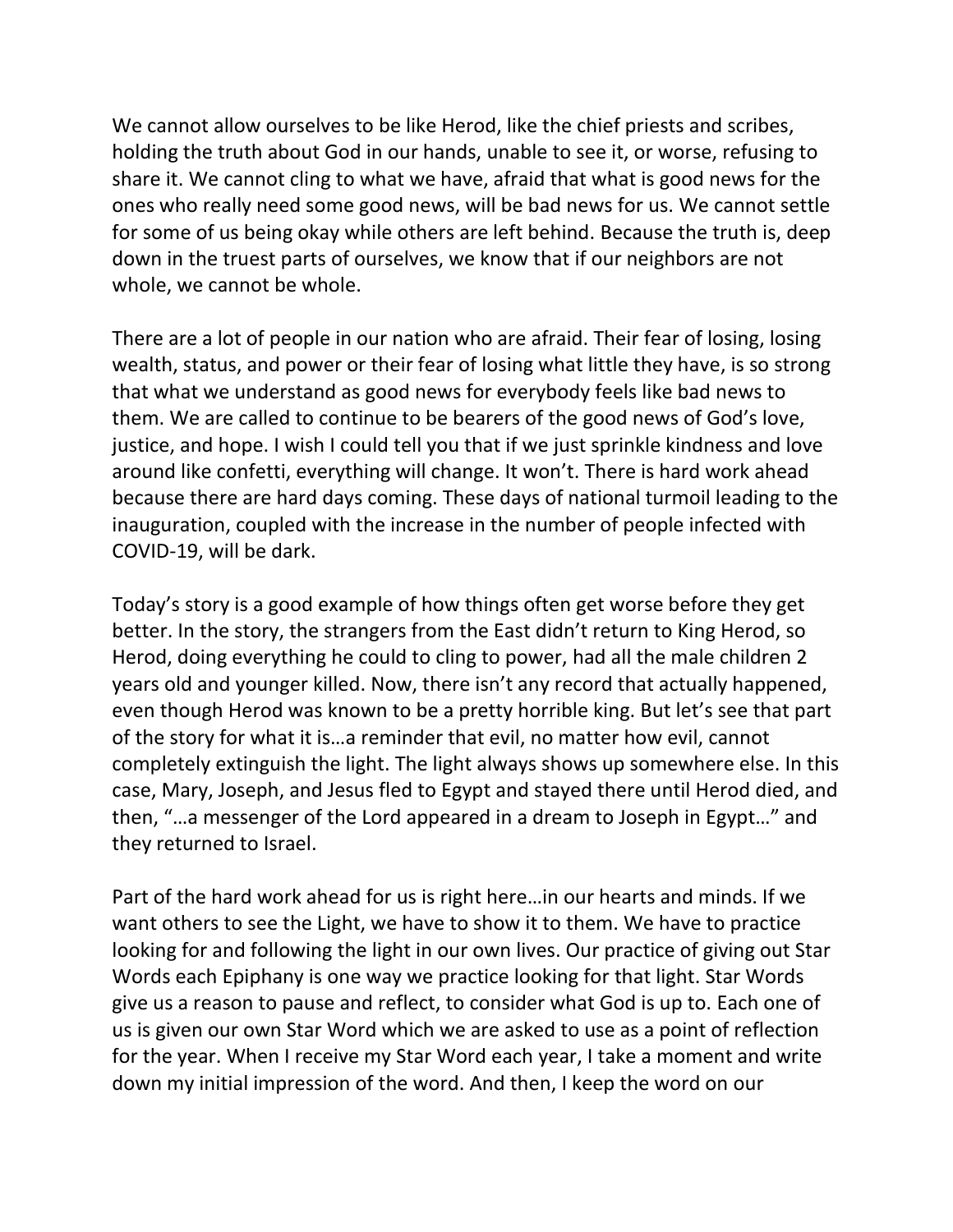We cannot allow ourselves to be like Herod, like the chief priests and scribes, holding the truth about God in our hands, unable to see it, or worse, refusing to share it. We cannot cling to what we have, afraid that what is good news for the ones who really need some good news, will be bad news for us. We cannot settle for some of us being okay while others are left behind. Because the truth is, deep down in the truest parts of ourselves, we know that if our neighbors are not whole, we cannot be whole.

There are a lot of people in our nation who are afraid. Their fear of losing, losing wealth, status, and power or their fear of losing what little they have, is so strong that what we understand as good news for everybody feels like bad news to them. We are called to continue to be bearers of the good news of God's love, justice, and hope. I wish I could tell you that if we just sprinkle kindness and love around like confetti, everything will change. It won't. There is hard work ahead because there are hard days coming. These days of national turmoil leading to the inauguration, coupled with the increase in the number of people infected with COVID-19, will be dark.

Today's story is a good example of how things often get worse before they get better. In the story, the strangers from the East didn't return to King Herod, so Herod, doing everything he could to cling to power, had all the male children 2 years old and younger killed. Now, there isn't any record that actually happened, even though Herod was known to be a pretty horrible king. But let's see that part of the story for what it is…a reminder that evil, no matter how evil, cannot completely extinguish the light. The light always shows up somewhere else. In this case, Mary, Joseph, and Jesus fled to Egypt and stayed there until Herod died, and then, "…a messenger of the Lord appeared in a dream to Joseph in Egypt…" and they returned to Israel.

Part of the hard work ahead for us is right here…in our hearts and minds. If we want others to see the Light, we have to show it to them. We have to practice looking for and following the light in our own lives. Our practice of giving out Star Words each Epiphany is one way we practice looking for that light. Star Words give us a reason to pause and reflect, to consider what God is up to. Each one of us is given our own Star Word which we are asked to use as a point of reflection for the year. When I receive my Star Word each year, I take a moment and write down my initial impression of the word. And then, I keep the word on our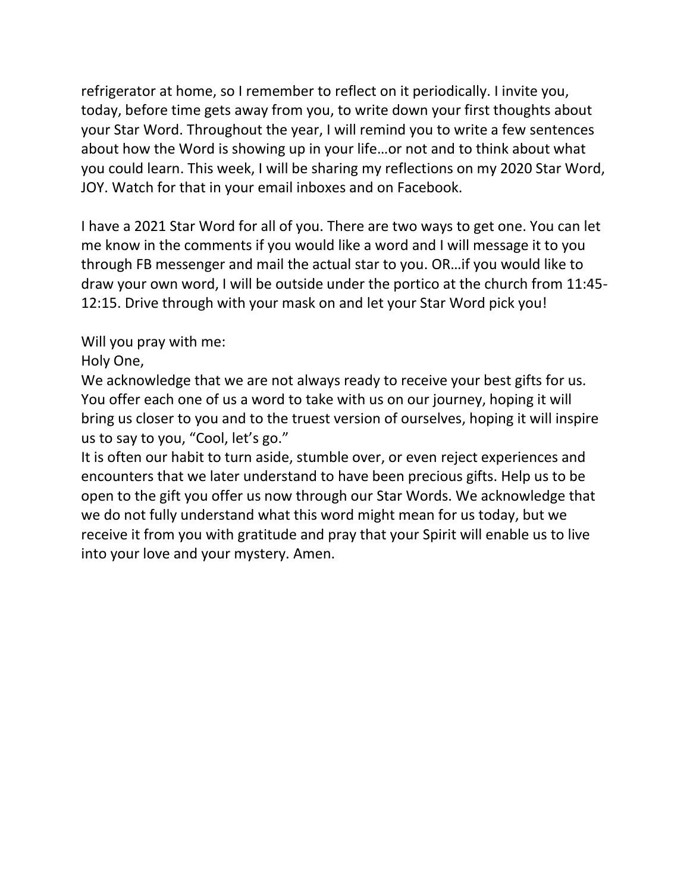refrigerator at home, so I remember to reflect on it periodically. I invite you, today, before time gets away from you, to write down your first thoughts about your Star Word. Throughout the year, I will remind you to write a few sentences about how the Word is showing up in your life…or not and to think about what you could learn. This week, I will be sharing my reflections on my 2020 Star Word, JOY. Watch for that in your email inboxes and on Facebook.

I have a 2021 Star Word for all of you. There are two ways to get one. You can let me know in the comments if you would like a word and I will message it to you through FB messenger and mail the actual star to you. OR…if you would like to draw your own word, I will be outside under the portico at the church from 11:45-12:15. Drive through with your mask on and let your Star Word pick you!

Will you pray with me:
Holy One,
We acknowledge that we are not always ready to receive your best gifts for us. You offer each one of us a word to take with us on our journey, hoping it will bring us closer to you and to the truest version of ourselves, hoping it will inspire us to say to you, "Cool, let's go."
It is often our habit to turn aside, stumble over, or even reject experiences and encounters that we later understand to have been precious gifts. Help us to be open to the gift you offer us now through our Star Words. We acknowledge that we do not fully understand what this word might mean for us today, but we receive it from you with gratitude and pray that your Spirit will enable us to live into your love and your mystery. Amen.